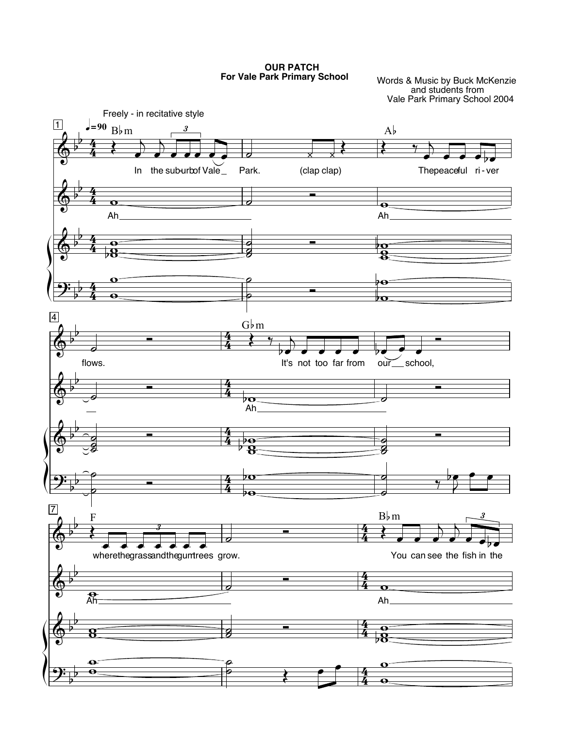# OUR PATCH

## For Vale Park Primary School

Words & Music by Buck McKenzie
and students from
Vale Park Primary School 2004

Freely - in recitative style

♩=90

B♭m — In the suburb of Vale Park. (clap clap)

A♭ — The peaceful river flows.

G♭m — It's not too far from our school,

F — where the grass and the gum trees grow.

B♭m — You can see the fish in the

Ah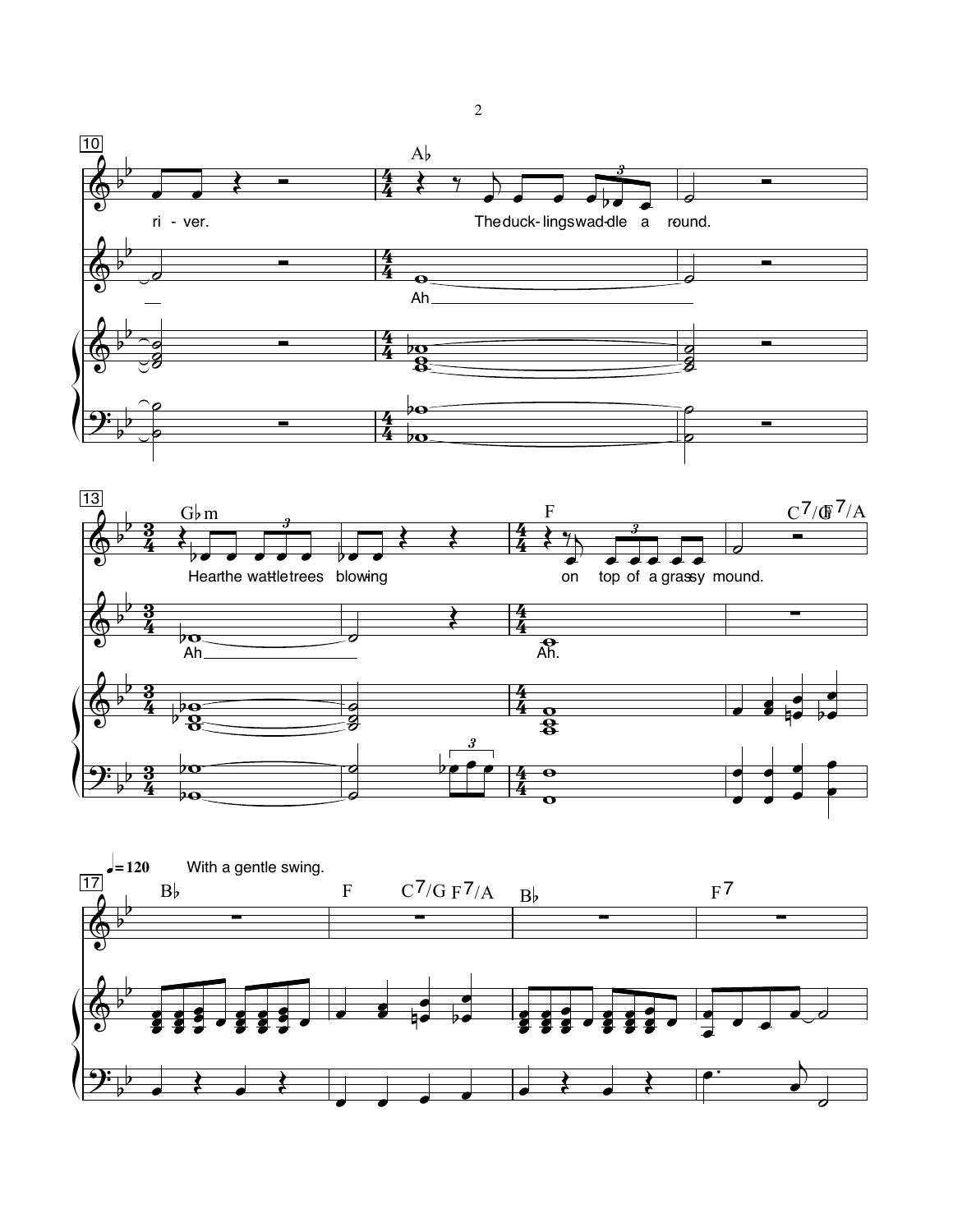10

A♭

ri - ver. The duck - lings wad - dle a round.

Ah

13

G♭m F C7/G F7/A

Hear the wat - tle trees blow ing on top of a gras - sy mound.

Ah Ah.

♩= 120 With a gentle swing.

17

B♭ F C7/G F7/A B♭ F7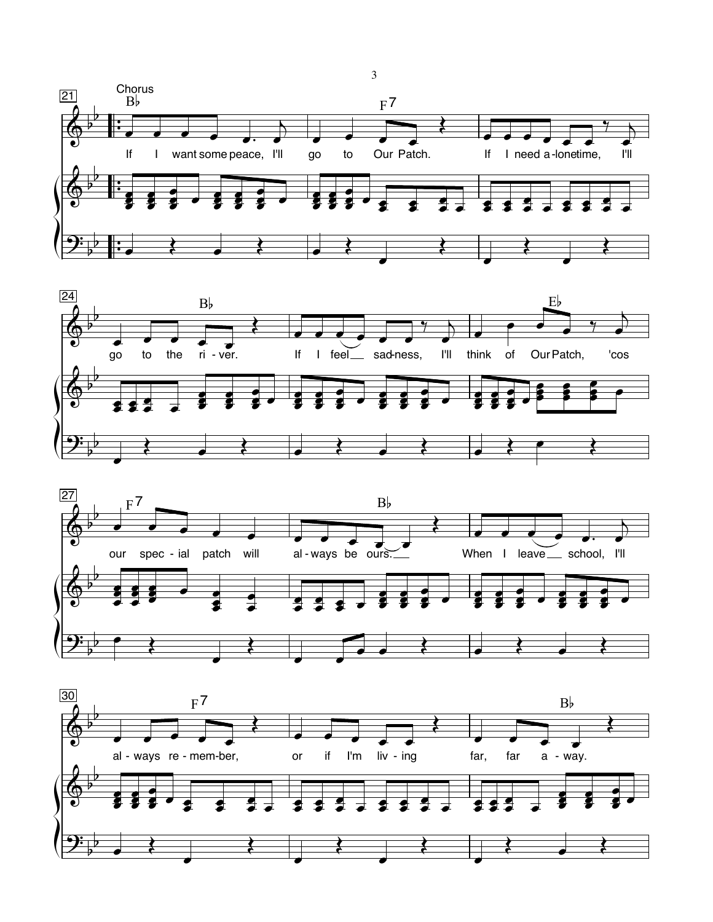Chorus

If I want some peace, I'll go to Our Patch. If I need alone time, I'll go to the river. If I feel sadness, I'll think of Our Patch, 'cos our special patch will always be ours. When I leave school, I'll always remember, or if I'm living far, far away.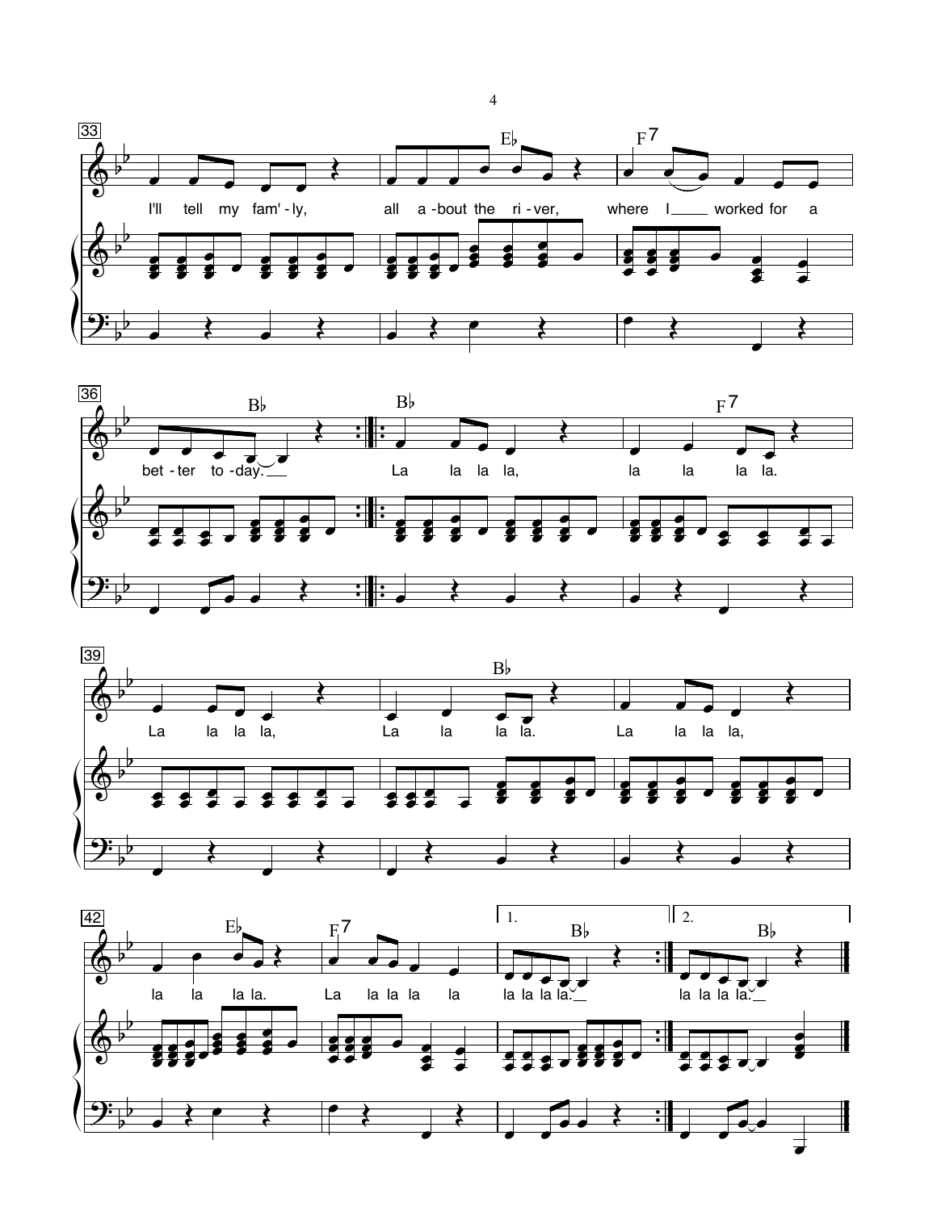I'll tell my fam'-ly, all a-bout the ri-ver, where I worked for a bet-ter to-day.

La la la la, la la la la. La la la la, La la la la. La la la la, la la la la. La la la la la la la la la.

1. la la la la.

2. la la la la.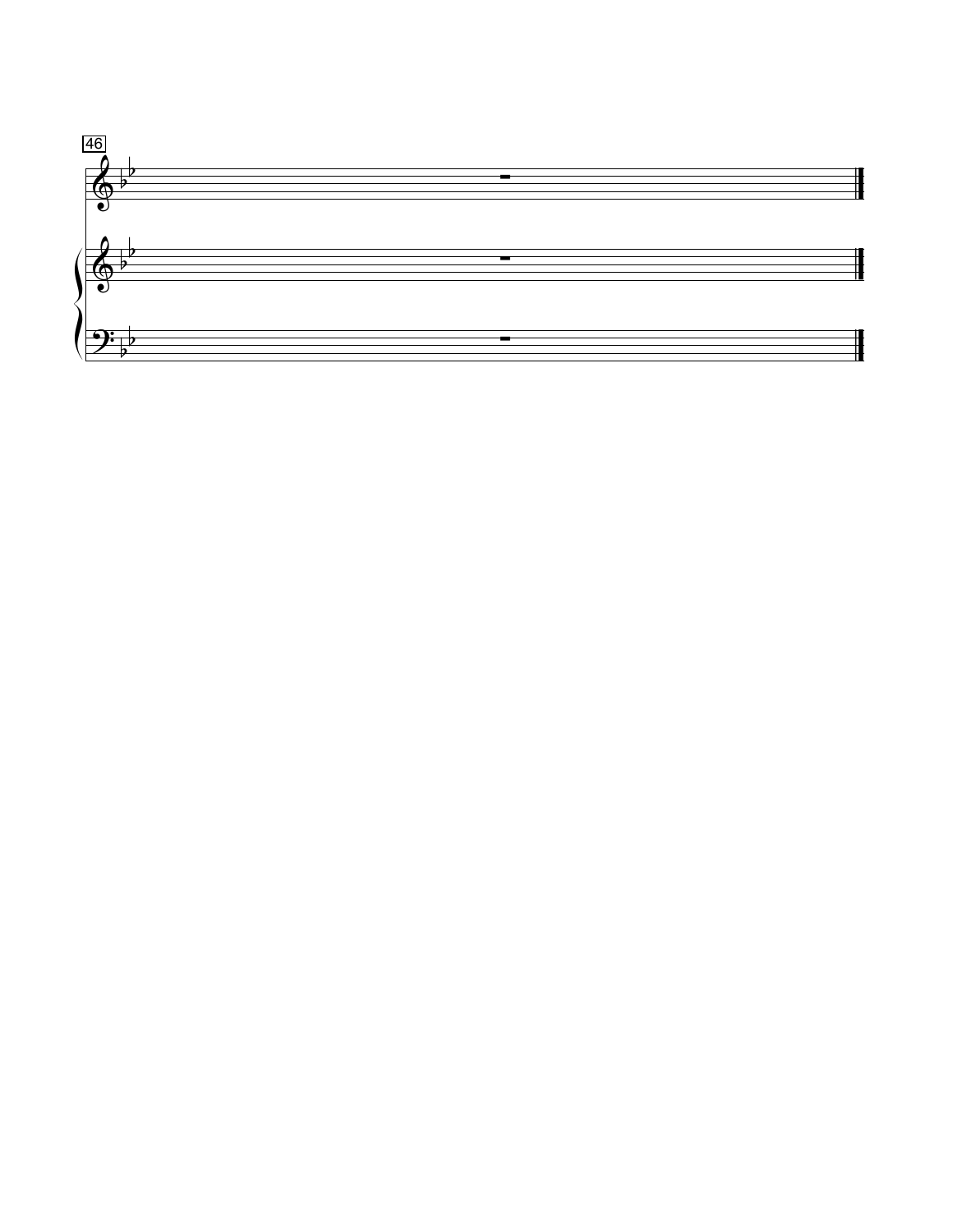46